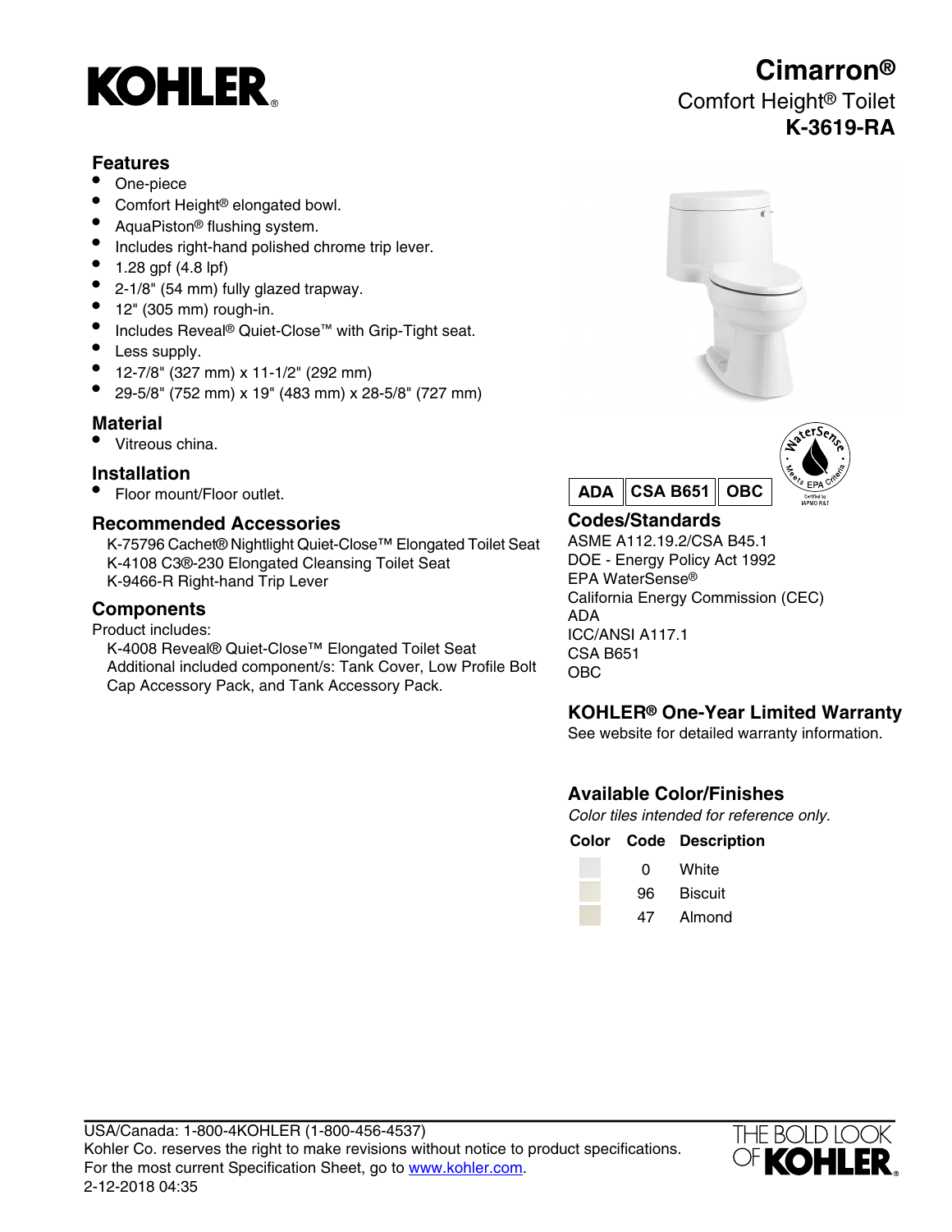# KOHLER

# Cimarron®

Comfort Height® Toilet

**K-3619-RA**

## Features

- One-piece
- Comfort Height® elongated bowl.
- AquaPiston® flushing system.
- Includes right-hand polished chrome trip lever.
- 1.28 gpf (4.8 lpf)
- 2-1/8" (54 mm) fully glazed trapway.
- 12" (305 mm) rough-in.
- Includes Reveal® Quiet-Close™ with Grip-Tight seat.
- Less supply.
- 12-7/8" (327 mm) x 11-1/2" (292 mm)
- 29-5/8" (752 mm) x 19" (483 mm) x 28-5/8" (727 mm)

## Material

- Vitreous china.

## Installation

- Floor mount/Floor outlet.

## Recommended Accessories

K-75796 Cachet® Nightlight Quiet-Close™ Elongated Toilet Seat
K-4108 C3®-230 Elongated Cleansing Toilet Seat
K-9466-R Right-hand Trip Lever

## Components

Product includes:

K-4008 Reveal® Quiet-Close™ Elongated Toilet Seat
Additional included component/s: Tank Cover, Low Profile Bolt Cap Accessory Pack, and Tank Accessory Pack.

ADA | CSA B651 | OBC

WaterSense® Meets EPA Criteria — Certified by IAPMO R&T

## Codes/Standards

ASME A112.19.2/CSA B45.1
DOE - Energy Policy Act 1992
EPA WaterSense®
California Energy Commission (CEC)
ADA
ICC/ANSI A117.1
CSA B651
OBC

## KOHLER® One-Year Limited Warranty

See website for detailed warranty information.

## Available Color/Finishes

*Color tiles intended for reference only.*

| Color | Code | Description |
|---|---|---|
| | 0 | White |
| | 96 | Biscuit |
| | 47 | Almond |

USA/Canada: 1-800-4KOHLER (1-800-456-4537)
Kohler Co. reserves the right to make revisions without notice to product specifications.
For the most current Specification Sheet, go to www.kohler.com.
2-12-2018 04:35

THE BOLD LOOK OF KOHLER.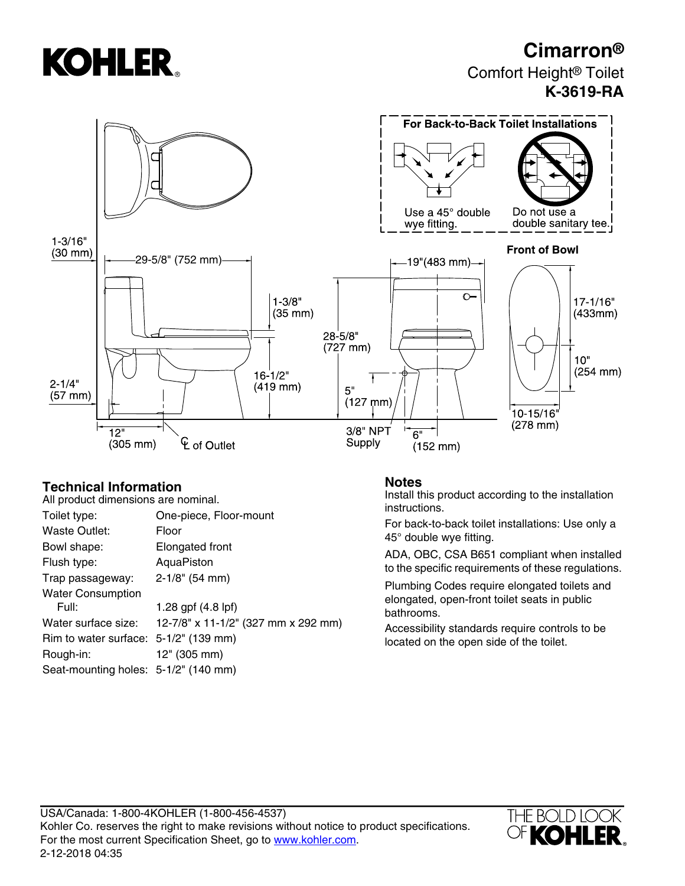# KOHLER

## Cimarron®

Comfort Height® Toilet

**K-3619-RA**

**For Back-to-Back Toilet Installations**

Use a 45° double wye fitting.

Do not use a double sanitary tee.

**Front of Bowl**

1-3/16" (30 mm)

29-5/8" (752 mm)

1-3/8" (35 mm)

16-1/2" (419 mm)

2-1/4" (57 mm)

12" (305 mm)

℄ of Outlet

19"(483 mm)

28-5/8" (727 mm)

5" (127 mm)

3/8" NPT Supply

6" (152 mm)

17-1/16" (433mm)

10" (254 mm)

10-15/16" (278 mm)

## Technical Information

All product dimensions are nominal.

| | |
|---|---|
| Toilet type: | One-piece, Floor-mount |
| Waste Outlet: | Floor |
| Bowl shape: | Elongated front |
| Flush type: | AquaPiston |
| Trap passageway: | 2-1/8" (54 mm) |
| Water Consumption | |
| Full: | 1.28 gpf (4.8 lpf) |
| Water surface size: | 12-7/8" x 11-1/2" (327 mm x 292 mm) |
| Rim to water surface: | 5-1/2" (139 mm) |
| Rough-in: | 12" (305 mm) |
| Seat-mounting holes: | 5-1/2" (140 mm) |

## Notes

Install this product according to the installation instructions.

For back-to-back toilet installations: Use only a 45° double wye fitting.

ADA, OBC, CSA B651 compliant when installed to the specific requirements of these regulations.

Plumbing Codes require elongated toilets and elongated, open-front toilet seats in public bathrooms.

Accessibility standards require controls to be located on the open side of the toilet.

USA/Canada: 1-800-4KOHLER (1-800-456-4537)
Kohler Co. reserves the right to make revisions without notice to product specifications.
For the most current Specification Sheet, go to www.kohler.com.
2-12-2018 04:35

THE BOLD LOOK OF KOHLER.